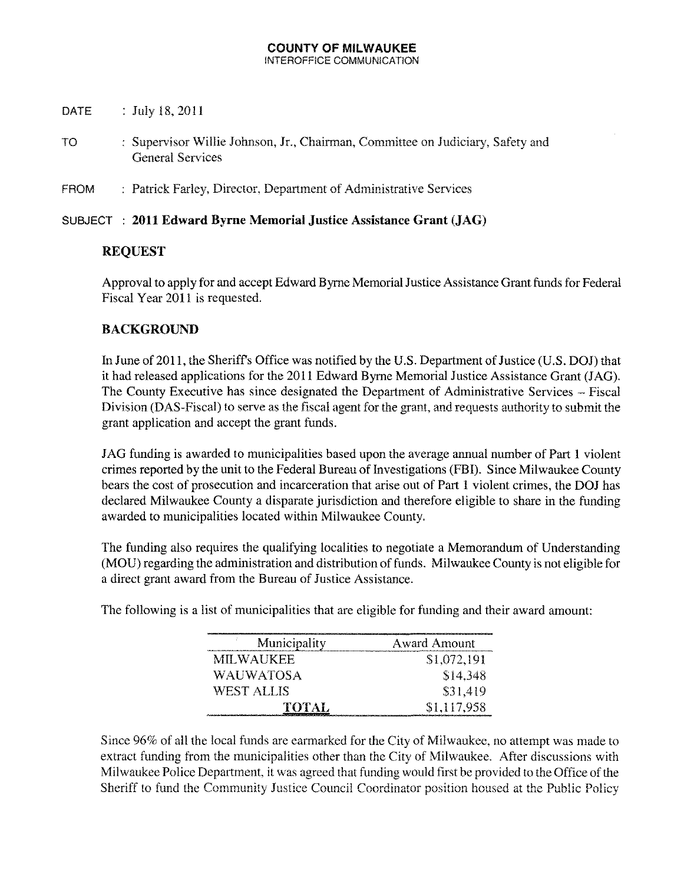**COUNTY OF MILWAUKEE**
INTEROFFICE COMMUNICATION

DATE : July 18, 2011

TO : Supervisor Willie Johnson, Jr., Chairman, Committee on Judiciary, Safety and General Services

FROM : Patrick Farley, Director, Department of Administrative Services

SUBJECT : **2011 Edward Byrne Memorial Justice Assistance Grant (JAG)**

## REQUEST

Approval to apply for and accept Edward Byrne Memorial Justice Assistance Grant funds for Federal Fiscal Year 2011 is requested.

## BACKGROUND

In June of 2011, the Sheriff's Office was notified by the U.S. Department of Justice (U.S. DOJ) that it had released applications for the 2011 Edward Byrne Memorial Justice Assistance Grant (JAG). The County Executive has since designated the Department of Administrative Services – Fiscal Division (DAS-Fiscal) to serve as the fiscal agent for the grant, and requests authority to submit the grant application and accept the grant funds.

JAG funding is awarded to municipalities based upon the average annual number of Part 1 violent crimes reported by the unit to the Federal Bureau of Investigations (FBI). Since Milwaukee County bears the cost of prosecution and incarceration that arise out of Part 1 violent crimes, the DOJ has declared Milwaukee County a disparate jurisdiction and therefore eligible to share in the funding awarded to municipalities located within Milwaukee County.

The funding also requires the qualifying localities to negotiate a Memorandum of Understanding (MOU) regarding the administration and distribution of funds. Milwaukee County is not eligible for a direct grant award from the Bureau of Justice Assistance.

The following is a list of municipalities that are eligible for funding and their award amount:

| Municipality | Award Amount |
|---|---:|
| MILWAUKEE | $1,072,191 |
| WAUWATOSA | $14,348 |
| WEST ALLIS | $31,419 |
| **TOTAL** | $1,117,958 |

Since 96% of all the local funds are earmarked for the City of Milwaukee, no attempt was made to extract funding from the municipalities other than the City of Milwaukee. After discussions with Milwaukee Police Department, it was agreed that funding would first be provided to the Office of the Sheriff to fund the Community Justice Council Coordinator position housed at the Public Policy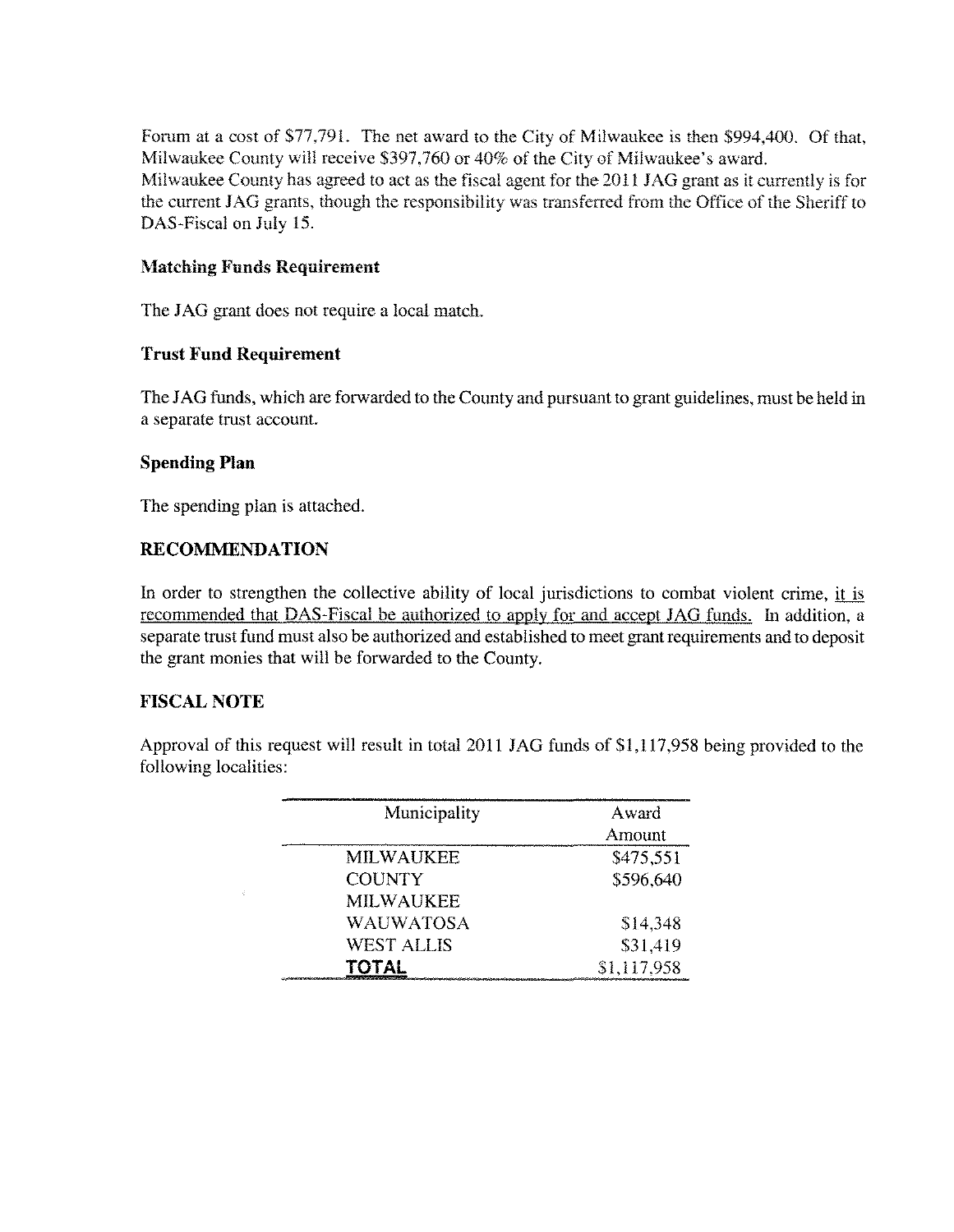Forum at a cost of $77,791. The net award to the City of Milwaukee is then $994,400. Of that, Milwaukee County will receive $397,760 or 40% of the City of Milwaukee's award.
Milwaukee County has agreed to act as the fiscal agent for the 2011 JAG grant as it currently is for the current JAG grants, though the responsibility was transferred from the Office of the Sheriff to DAS-Fiscal on July 15.

### Matching Funds Requirement

The JAG grant does not require a local match.

### Trust Fund Requirement

The JAG funds, which are forwarded to the County and pursuant to grant guidelines, must be held in a separate trust account.

### Spending Plan

The spending plan is attached.

## RECOMMENDATION

In order to strengthen the collective ability of local jurisdictions to combat violent crime, it is recommended that DAS-Fiscal be authorized to apply for and accept JAG funds. In addition, a separate trust fund must also be authorized and established to meet grant requirements and to deposit the grant monies that will be forwarded to the County.

## FISCAL NOTE

Approval of this request will result in total 2011 JAG funds of $1,117,958 being provided to the following localities:

| Municipality | Award Amount |
|---|---|
| MILWAUKEE | $475,551 |
| COUNTY MILWAUKEE | $596,640 |
| WAUWATOSA | $14,348 |
| WEST ALLIS | $31,419 |
| **TOTAL** | $1,117,958 |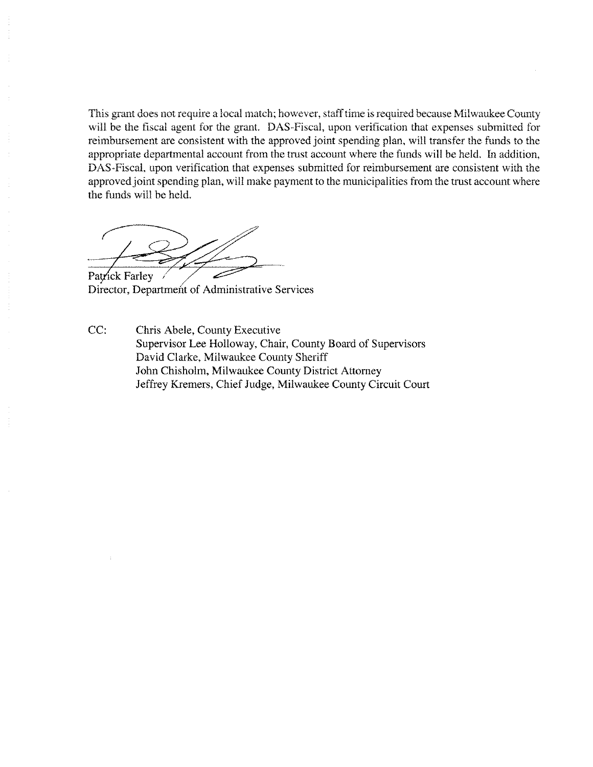This grant does not require a local match; however, staff time is required because Milwaukee County will be the fiscal agent for the grant. DAS-Fiscal, upon verification that expenses submitted for reimbursement are consistent with the approved joint spending plan, will transfer the funds to the appropriate departmental account from the trust account where the funds will be held. In addition, DAS-Fiscal, upon verification that expenses submitted for reimbursement are consistent with the approved joint spending plan, will make payment to the municipalities from the trust account where the funds will be held.

Patrick Farley
Director, Department of Administrative Services

CC: Chris Abele, County Executive
Supervisor Lee Holloway, Chair, County Board of Supervisors
David Clarke, Milwaukee County Sheriff
John Chisholm, Milwaukee County District Attorney
Jeffrey Kremers, Chief Judge, Milwaukee County Circuit Court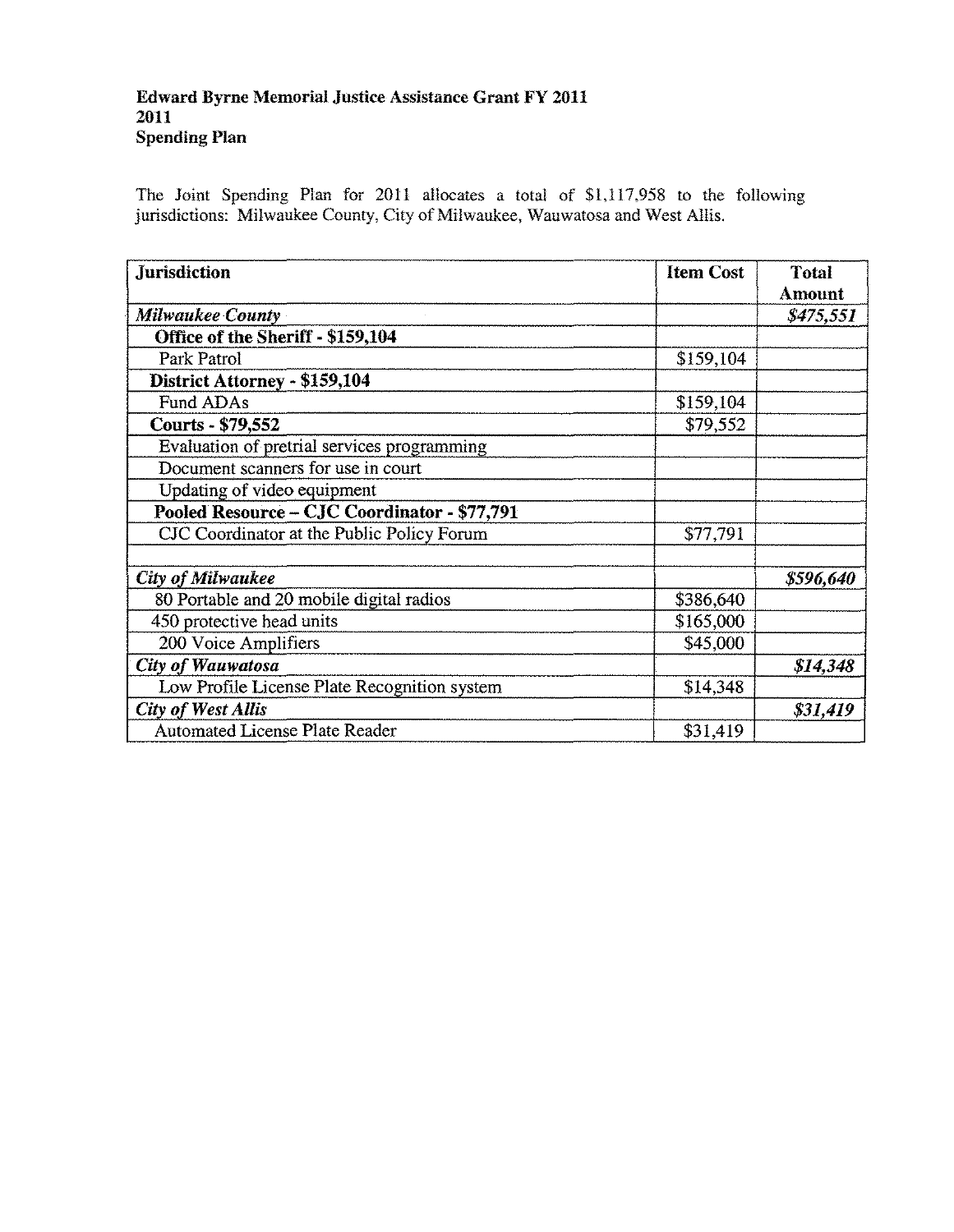**Edward Byrne Memorial Justice Assistance Grant FY 2011**
**2011**
**Spending Plan**

The Joint Spending Plan for 2011 allocates a total of $1,117,958 to the following jurisdictions: Milwaukee County, City of Milwaukee, Wauwatosa and West Allis.

| Jurisdiction | Item Cost | Total Amount |
|---|---|---|
| *Milwaukee County* | | *$475,551* |
| **Office of the Sheriff - $159,104** | | |
| Park Patrol | $159,104 | |
| **District Attorney - $159,104** | | |
| Fund ADAs | $159,104 | |
| **Courts - $79,552** | $79,552 | |
| Evaluation of pretrial services programming | | |
| Document scanners for use in court | | |
| Updating of video equipment | | |
| **Pooled Resource – CJC Coordinator - $77,791** | | |
| CJC Coordinator at the Public Policy Forum | $77,791 | |
| | | |
| *City of Milwaukee* | | *$596,640* |
| 80 Portable and 20 mobile digital radios | $386,640 | |
| 450 protective head units | $165,000 | |
| 200 Voice Amplifiers | $45,000 | |
| *City of Wauwatosa* | | *$14,348* |
| Low Profile License Plate Recognition system | $14,348 | |
| *City of West Allis* | | *$31,419* |
| Automated License Plate Reader | $31,419 | |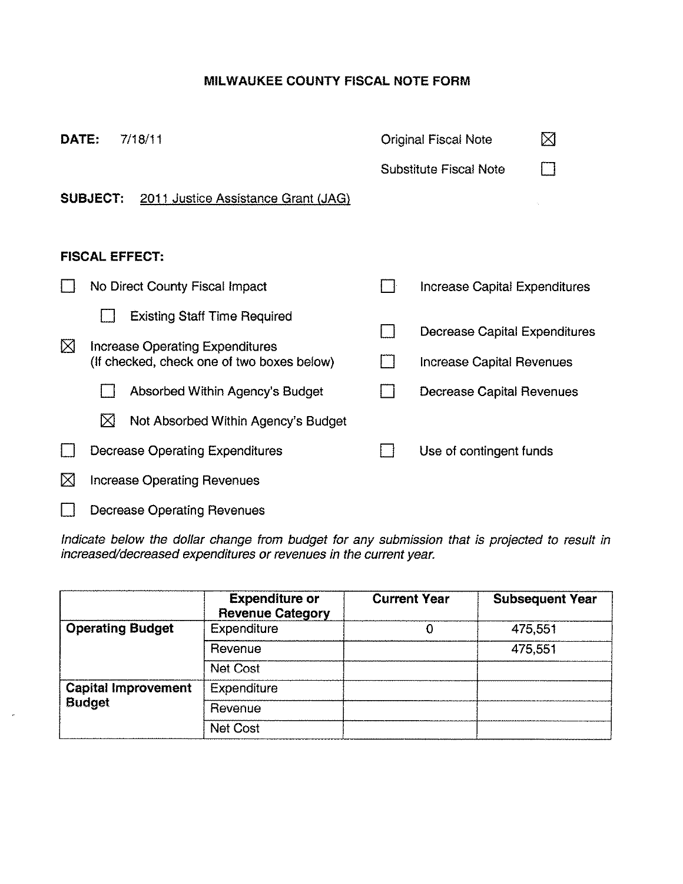# MILWAUKEE COUNTY FISCAL NOTE FORM

**DATE:** 7/18/11

Original Fiscal Note ☒

Substitute Fiscal Note ☐

**SUBJECT:** 2011 Justice Assistance Grant (JAG)

**FISCAL EFFECT:**

- ☐ No Direct County Fiscal Impact
  - ☐ Existing Staff Time Required
- ☒ Increase Operating Expenditures (If checked, check one of two boxes below)
  - ☐ Absorbed Within Agency's Budget
  - ☒ Not Absorbed Within Agency's Budget
- ☐ Decrease Operating Expenditures
- ☒ Increase Operating Revenues
- ☐ Decrease Operating Revenues
- ☐ Increase Capital Expenditures
- ☐ Decrease Capital Expenditures
- ☐ Increase Capital Revenues
- ☐ Decrease Capital Revenues
- ☐ Use of contingent funds

*Indicate below the dollar change from budget for any submission that is projected to result in increased/decreased expenditures or revenues in the current year.*

| | Expenditure or Revenue Category | Current Year | Subsequent Year |
|---|---|---|---|
| **Operating Budget** | Expenditure | 0 | 475,551 |
| | Revenue | | 475,551 |
| | Net Cost | | |
| **Capital Improvement Budget** | Expenditure | | |
| | Revenue | | |
| | Net Cost | | |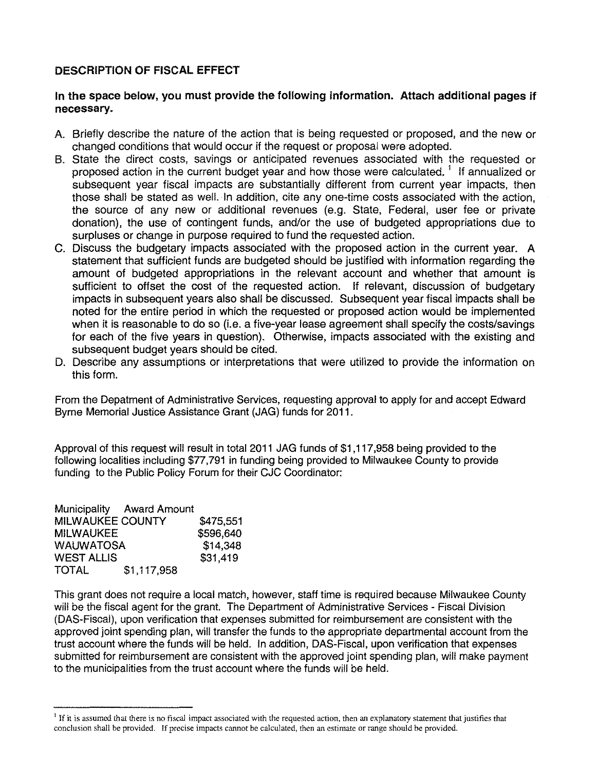## DESCRIPTION OF FISCAL EFFECT

**In the space below, you must provide the following information. Attach additional pages if necessary.**

A. Briefly describe the nature of the action that is being requested or proposed, and the new or changed conditions that would occur if the request or proposal were adopted.

B. State the direct costs, savings or anticipated revenues associated with the requested or proposed action in the current budget year and how those were calculated. [1] If annualized or subsequent year fiscal impacts are substantially different from current year impacts, then those shall be stated as well. In addition, cite any one-time costs associated with the action, the source of any new or additional revenues (e.g. State, Federal, user fee or private donation), the use of contingent funds, and/or the use of budgeted appropriations due to surpluses or change in purpose required to fund the requested action.

C. Discuss the budgetary impacts associated with the proposed action in the current year. A statement that sufficient funds are budgeted should be justified with information regarding the amount of budgeted appropriations in the relevant account and whether that amount is sufficient to offset the cost of the requested action. If relevant, discussion of budgetary impacts in subsequent years also shall be discussed. Subsequent year fiscal impacts shall be noted for the entire period in which the requested or proposed action would be implemented when it is reasonable to do so (i.e. a five-year lease agreement shall specify the costs/savings for each of the five years in question). Otherwise, impacts associated with the existing and subsequent budget years should be cited.

D. Describe any assumptions or interpretations that were utilized to provide the information on this form.

From the Depatment of Administrative Services, requesting approval to apply for and accept Edward Byrne Memorial Justice Assistance Grant (JAG) funds for 2011.

Approval of this request will result in total 2011 JAG funds of $1,117,958 being provided to the following localities including $77,791 in funding being provided to Milwaukee County to provide funding to the Public Policy Forum for their CJC Coordinator:

| Municipality | Award Amount |
|---|---|
| MILWAUKEE COUNTY | $475,551 |
| MILWAUKEE | $596,640 |
| WAUWATOSA | $14,348 |
| WEST ALLIS | $31,419 |
| TOTAL | $1,117,958 |

This grant does not require a local match, however, staff time is required because Milwaukee County will be the fiscal agent for the grant. The Department of Administrative Services - Fiscal Division (DAS-Fiscal), upon verification that expenses submitted for reimbursement are consistent with the approved joint spending plan, will transfer the funds to the appropriate departmental account from the trust account where the funds will be held. In addition, DAS-Fiscal, upon verification that expenses submitted for reimbursement are consistent with the approved joint spending plan, will make payment to the municipalities from the trust account where the funds will be held.

---

[1] If it is assumed that there is no fiscal impact associated with the requested action, then an explanatory statement that justifies that conclusion shall be provided. If precise impacts cannot be calculated, then an estimate or range should be provided.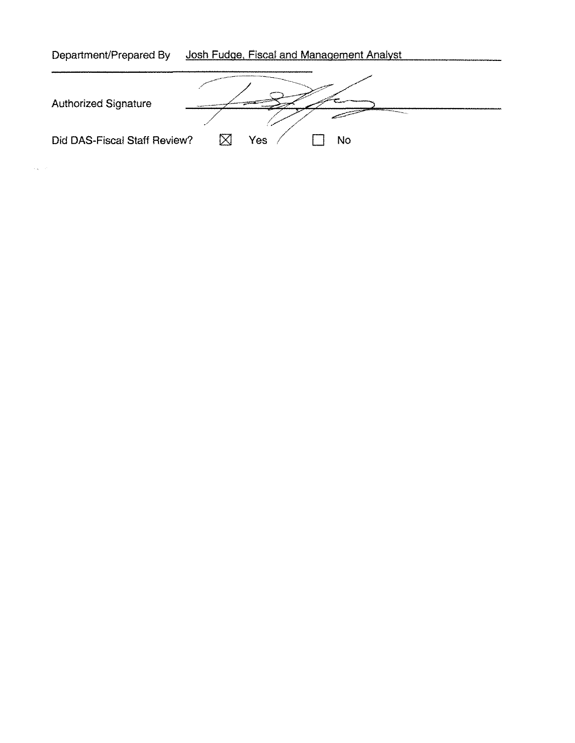Department/Prepared By Josh Fudge, Fiscal and Management Analyst

Authorized Signature ______________________

Did DAS-Fiscal Staff Review? ☒ Yes ☐ No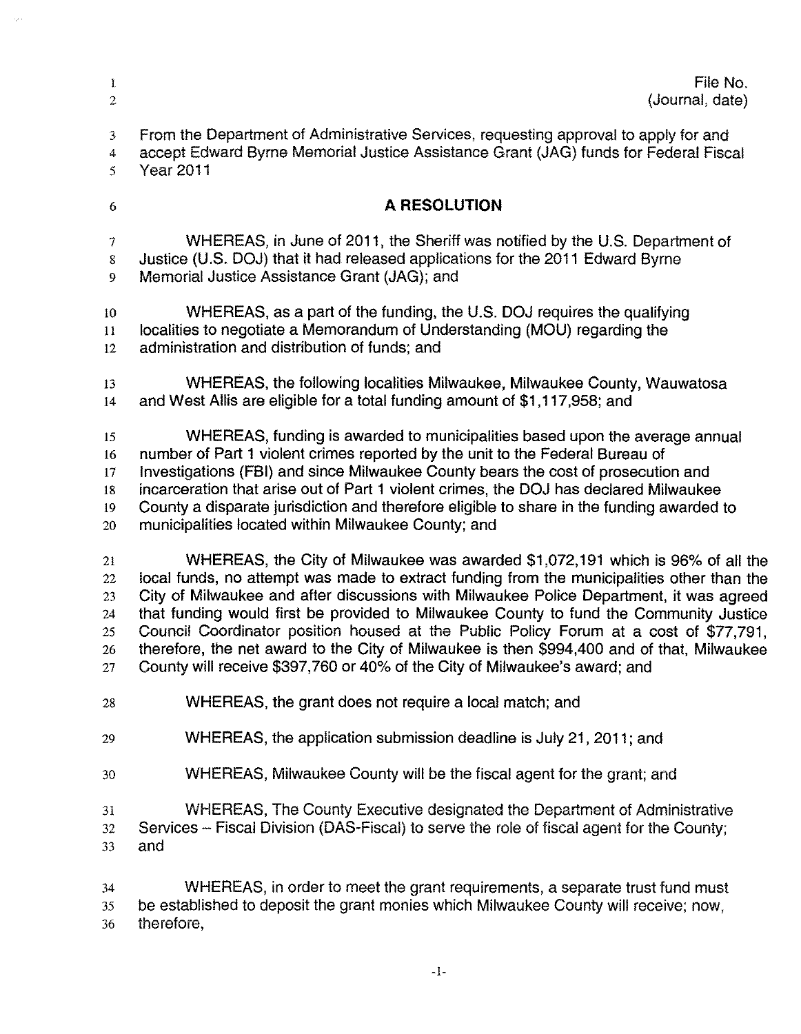File No.
(Journal, date)

From the Department of Administrative Services, requesting approval to apply for and accept Edward Byrne Memorial Justice Assistance Grant (JAG) funds for Federal Fiscal Year 2011

## A RESOLUTION

WHEREAS, in June of 2011, the Sheriff was notified by the U.S. Department of Justice (U.S. DOJ) that it had released applications for the 2011 Edward Byrne Memorial Justice Assistance Grant (JAG); and

WHEREAS, as a part of the funding, the U.S. DOJ requires the qualifying localities to negotiate a Memorandum of Understanding (MOU) regarding the administration and distribution of funds; and

WHEREAS, the following localities Milwaukee, Milwaukee County, Wauwatosa and West Allis are eligible for a total funding amount of $1,117,958; and

WHEREAS, funding is awarded to municipalities based upon the average annual number of Part 1 violent crimes reported by the unit to the Federal Bureau of Investigations (FBI) and since Milwaukee County bears the cost of prosecution and incarceration that arise out of Part 1 violent crimes, the DOJ has declared Milwaukee County a disparate jurisdiction and therefore eligible to share in the funding awarded to municipalities located within Milwaukee County; and

WHEREAS, the City of Milwaukee was awarded $1,072,191 which is 96% of all the local funds, no attempt was made to extract funding from the municipalities other than the City of Milwaukee and after discussions with Milwaukee Police Department, it was agreed that funding would first be provided to Milwaukee County to fund the Community Justice Council Coordinator position housed at the Public Policy Forum at a cost of $77,791, therefore, the net award to the City of Milwaukee is then $994,400 and of that, Milwaukee County will receive $397,760 or 40% of the City of Milwaukee's award; and

WHEREAS, the grant does not require a local match; and

WHEREAS, the application submission deadline is July 21, 2011; and

WHEREAS, Milwaukee County will be the fiscal agent for the grant; and

WHEREAS, The County Executive designated the Department of Administrative Services – Fiscal Division (DAS-Fiscal) to serve the role of fiscal agent for the County; and

WHEREAS, in order to meet the grant requirements, a separate trust fund must be established to deposit the grant monies which Milwaukee County will receive; now, therefore,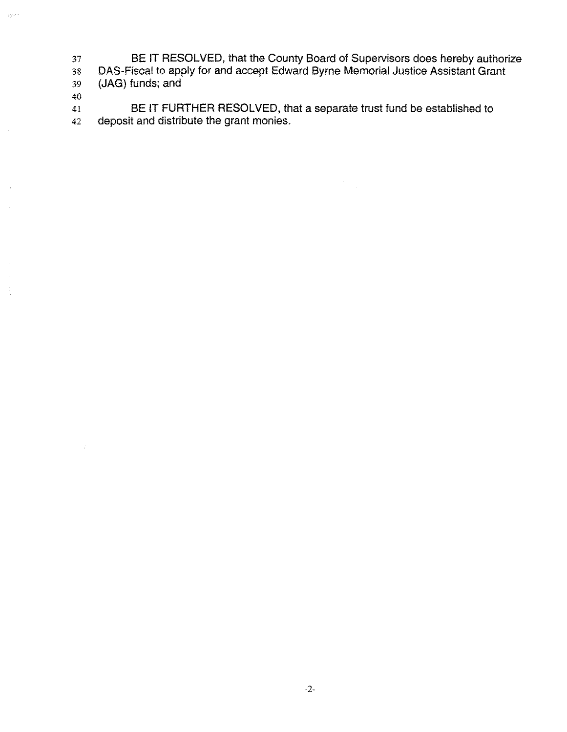BE IT RESOLVED, that the County Board of Supervisors does hereby authorize DAS-Fiscal to apply for and accept Edward Byrne Memorial Justice Assistant Grant (JAG) funds; and

BE IT FURTHER RESOLVED, that a separate trust fund be established to deposit and distribute the grant monies.